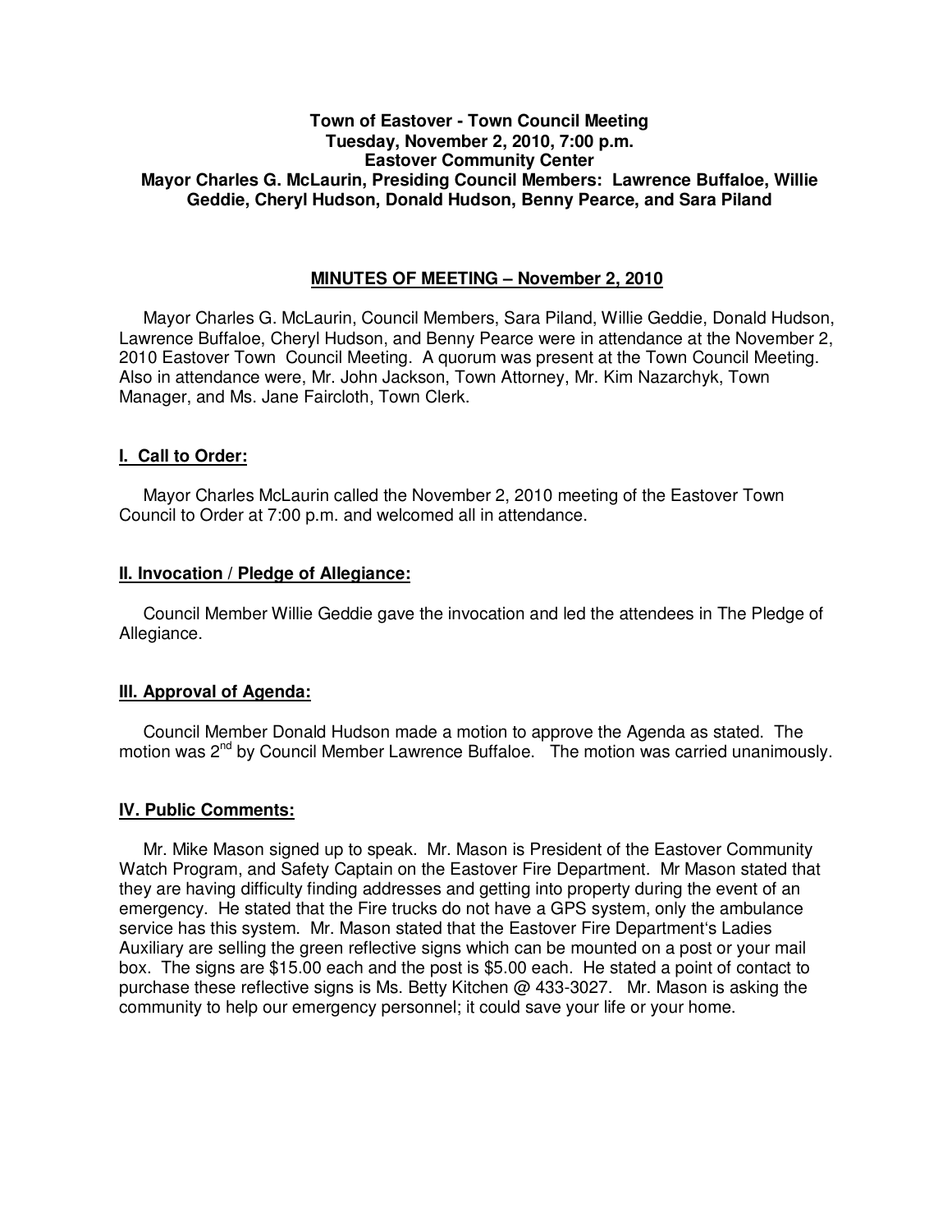**Town of Eastover - Town Council Meeting**
**Tuesday, November 2, 2010, 7:00 p.m.**
**Eastover Community Center**
**Mayor Charles G. McLaurin, Presiding Council Members: Lawrence Buffaloe, Willie Geddie, Cheryl Hudson, Donald Hudson, Benny Pearce, and Sara Piland**

## MINUTES OF MEETING – November 2, 2010

Mayor Charles G. McLaurin, Council Members, Sara Piland, Willie Geddie, Donald Hudson, Lawrence Buffaloe, Cheryl Hudson, and Benny Pearce were in attendance at the November 2, 2010 Eastover Town Council Meeting. A quorum was present at the Town Council Meeting. Also in attendance were, Mr. John Jackson, Town Attorney, Mr. Kim Nazarchyk, Town Manager, and Ms. Jane Faircloth, Town Clerk.

### I. Call to Order:

Mayor Charles McLaurin called the November 2, 2010 meeting of the Eastover Town Council to Order at 7:00 p.m. and welcomed all in attendance.

### II. Invocation / Pledge of Allegiance:

Council Member Willie Geddie gave the invocation and led the attendees in The Pledge of Allegiance.

### III. Approval of Agenda:

Council Member Donald Hudson made a motion to approve the Agenda as stated. The motion was 2nd by Council Member Lawrence Buffaloe. The motion was carried unanimously.

### IV. Public Comments:

Mr. Mike Mason signed up to speak. Mr. Mason is President of the Eastover Community Watch Program, and Safety Captain on the Eastover Fire Department. Mr Mason stated that they are having difficulty finding addresses and getting into property during the event of an emergency. He stated that the Fire trucks do not have a GPS system, only the ambulance service has this system. Mr. Mason stated that the Eastover Fire Department's Ladies Auxiliary are selling the green reflective signs which can be mounted on a post or your mail box. The signs are $15.00 each and the post is $5.00 each. He stated a point of contact to purchase these reflective signs is Ms. Betty Kitchen @ 433-3027. Mr. Mason is asking the community to help our emergency personnel; it could save your life or your home.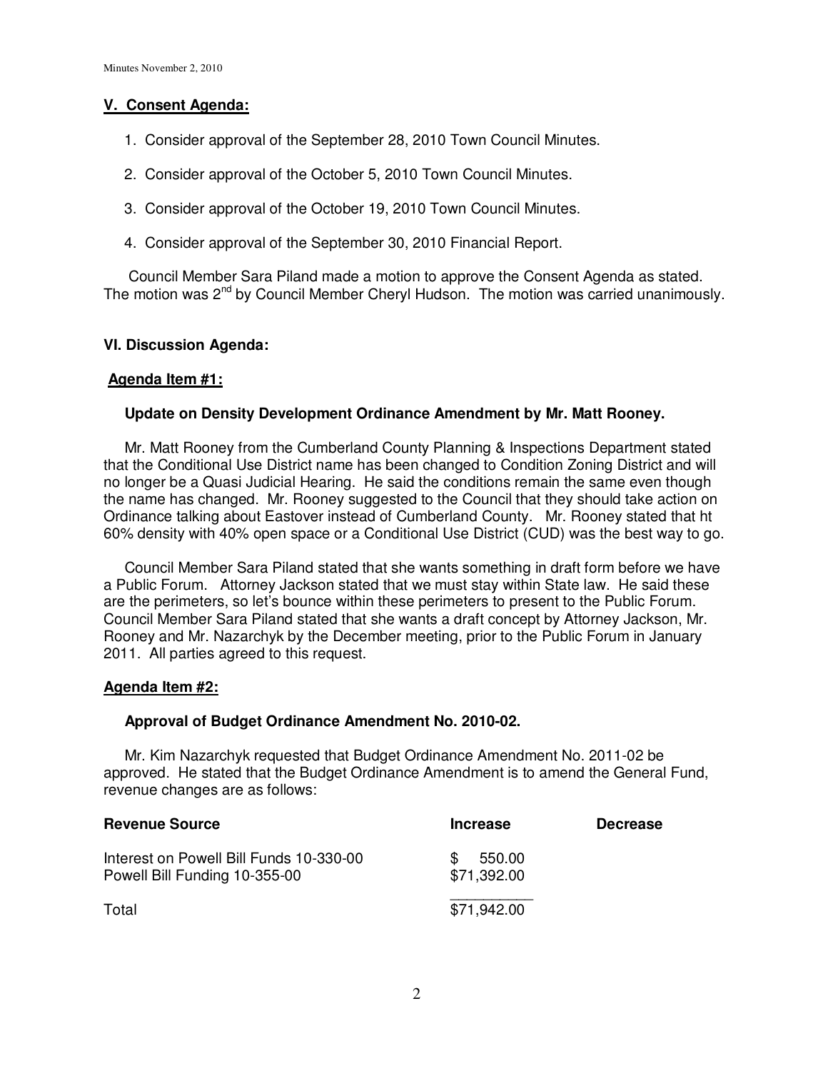## V. Consent Agenda:

1. Consider approval of the September 28, 2010 Town Council Minutes.
2. Consider approval of the October 5, 2010 Town Council Minutes.
3. Consider approval of the October 19, 2010 Town Council Minutes.
4. Consider approval of the September 30, 2010 Financial Report.

Council Member Sara Piland made a motion to approve the Consent Agenda as stated. The motion was 2nd by Council Member Cheryl Hudson. The motion was carried unanimously.

## VI. Discussion Agenda:

### Agenda Item #1:

**Update on Density Development Ordinance Amendment by Mr. Matt Rooney.**

Mr. Matt Rooney from the Cumberland County Planning & Inspections Department stated that the Conditional Use District name has been changed to Condition Zoning District and will no longer be a Quasi Judicial Hearing. He said the conditions remain the same even though the name has changed. Mr. Rooney suggested to the Council that they should take action on Ordinance talking about Eastover instead of Cumberland County. Mr. Rooney stated that ht 60% density with 40% open space or a Conditional Use District (CUD) was the best way to go.

Council Member Sara Piland stated that she wants something in draft form before we have a Public Forum. Attorney Jackson stated that we must stay within State law. He said these are the perimeters, so let's bounce within these perimeters to present to the Public Forum. Council Member Sara Piland stated that she wants a draft concept by Attorney Jackson, Mr. Rooney and Mr. Nazarchyk by the December meeting, prior to the Public Forum in January 2011. All parties agreed to this request.

### Agenda Item #2:

**Approval of Budget Ordinance Amendment No. 2010-02.**

Mr. Kim Nazarchyk requested that Budget Ordinance Amendment No. 2011-02 be approved. He stated that the Budget Ordinance Amendment is to amend the General Fund, revenue changes are as follows:

| Revenue Source | Increase | Decrease |
|---|---|---|
| Interest on Powell Bill Funds 10-330-00 | $ 550.00 | |
| Powell Bill Funding 10-355-00 | $71,392.00 | |
| Total | $71,942.00 | |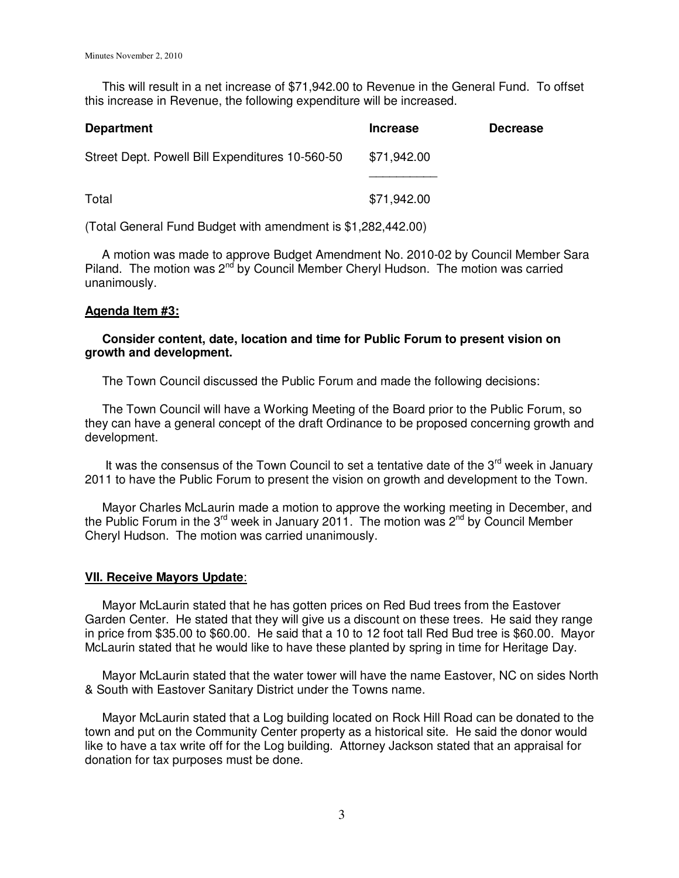This will result in a net increase of $71,942.00 to Revenue in the General Fund. To offset this increase in Revenue, the following expenditure will be increased.

| Department | Increase | Decrease |
|---|---|---|
| Street Dept. Powell Bill Expenditures 10-560-50 | $71,942.00 | |
| Total | $71,942.00 | |

(Total General Fund Budget with amendment is $1,282,442.00)

A motion was made to approve Budget Amendment No. 2010-02 by Council Member Sara Piland. The motion was 2nd by Council Member Cheryl Hudson. The motion was carried unanimously.

**Agenda Item #3:**

**Consider content, date, location and time for Public Forum to present vision on growth and development.**

The Town Council discussed the Public Forum and made the following decisions:

The Town Council will have a Working Meeting of the Board prior to the Public Forum, so they can have a general concept of the draft Ordinance to be proposed concerning growth and development.

It was the consensus of the Town Council to set a tentative date of the 3rd week in January 2011 to have the Public Forum to present the vision on growth and development to the Town.

Mayor Charles McLaurin made a motion to approve the working meeting in December, and the Public Forum in the 3rd week in January 2011. The motion was 2nd by Council Member Cheryl Hudson. The motion was carried unanimously.

**VII. Receive Mayors Update**:

Mayor McLaurin stated that he has gotten prices on Red Bud trees from the Eastover Garden Center. He stated that they will give us a discount on these trees. He said they range in price from $35.00 to $60.00. He said that a 10 to 12 foot tall Red Bud tree is $60.00. Mayor McLaurin stated that he would like to have these planted by spring in time for Heritage Day.

Mayor McLaurin stated that the water tower will have the name Eastover, NC on sides North & South with Eastover Sanitary District under the Towns name.

Mayor McLaurin stated that a Log building located on Rock Hill Road can be donated to the town and put on the Community Center property as a historical site. He said the donor would like to have a tax write off for the Log building. Attorney Jackson stated that an appraisal for donation for tax purposes must be done.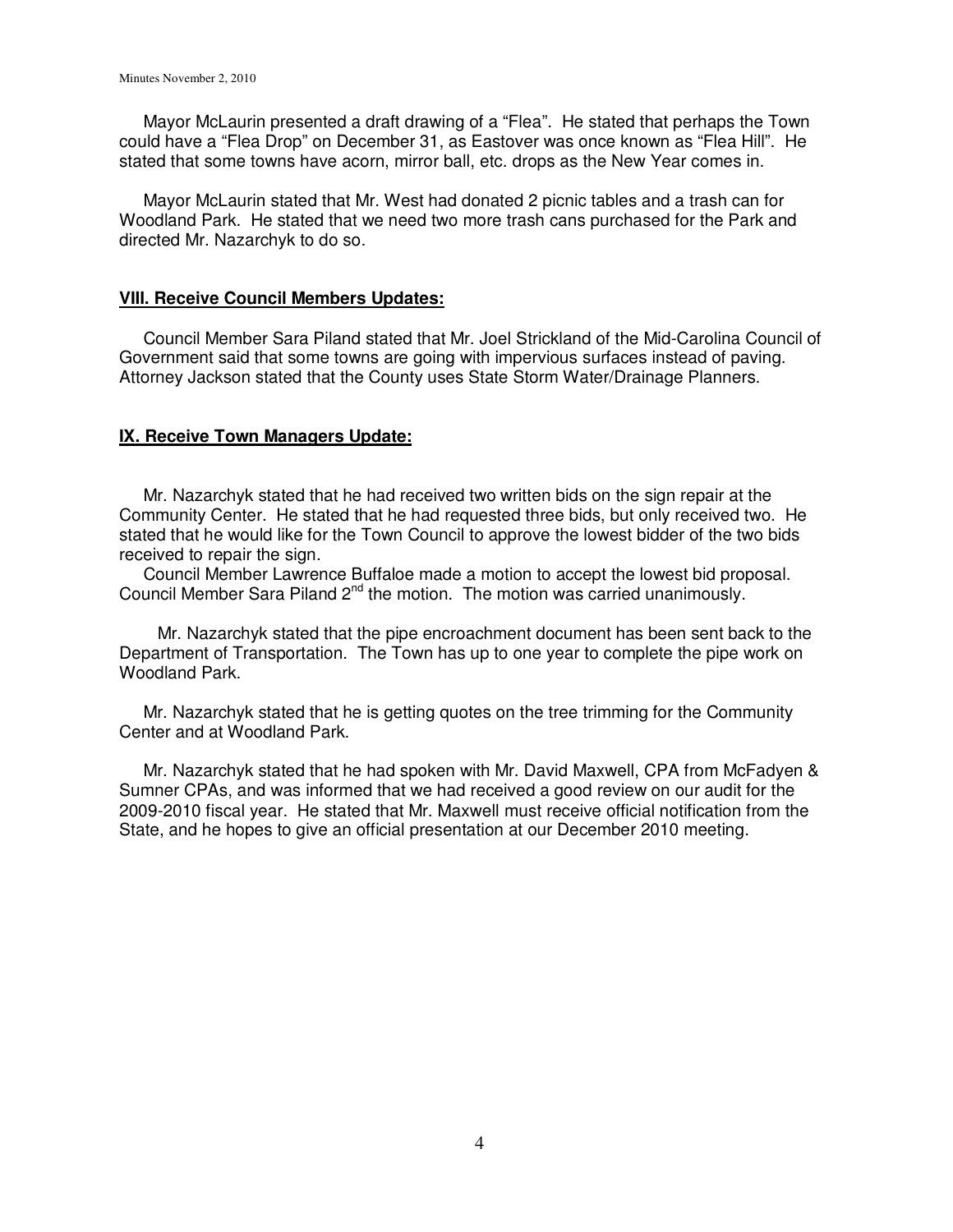Mayor McLaurin presented a draft drawing of a “Flea”. He stated that perhaps the Town could have a “Flea Drop” on December 31, as Eastover was once known as “Flea Hill”. He stated that some towns have acorn, mirror ball, etc. drops as the New Year comes in.

Mayor McLaurin stated that Mr. West had donated 2 picnic tables and a trash can for Woodland Park. He stated that we need two more trash cans purchased for the Park and directed Mr. Nazarchyk to do so.

## VIII. Receive Council Members Updates:

Council Member Sara Piland stated that Mr. Joel Strickland of the Mid-Carolina Council of Government said that some towns are going with impervious surfaces instead of paving. Attorney Jackson stated that the County uses State Storm Water/Drainage Planners.

## IX. Receive Town Managers Update:

Mr. Nazarchyk stated that he had received two written bids on the sign repair at the Community Center. He stated that he had requested three bids, but only received two. He stated that he would like for the Town Council to approve the lowest bidder of the two bids received to repair the sign.

Council Member Lawrence Buffaloe made a motion to accept the lowest bid proposal. Council Member Sara Piland 2nd the motion. The motion was carried unanimously.

Mr. Nazarchyk stated that the pipe encroachment document has been sent back to the Department of Transportation. The Town has up to one year to complete the pipe work on Woodland Park.

Mr. Nazarchyk stated that he is getting quotes on the tree trimming for the Community Center and at Woodland Park.

Mr. Nazarchyk stated that he had spoken with Mr. David Maxwell, CPA from McFadyen & Sumner CPAs, and was informed that we had received a good review on our audit for the 2009-2010 fiscal year. He stated that Mr. Maxwell must receive official notification from the State, and he hopes to give an official presentation at our December 2010 meeting.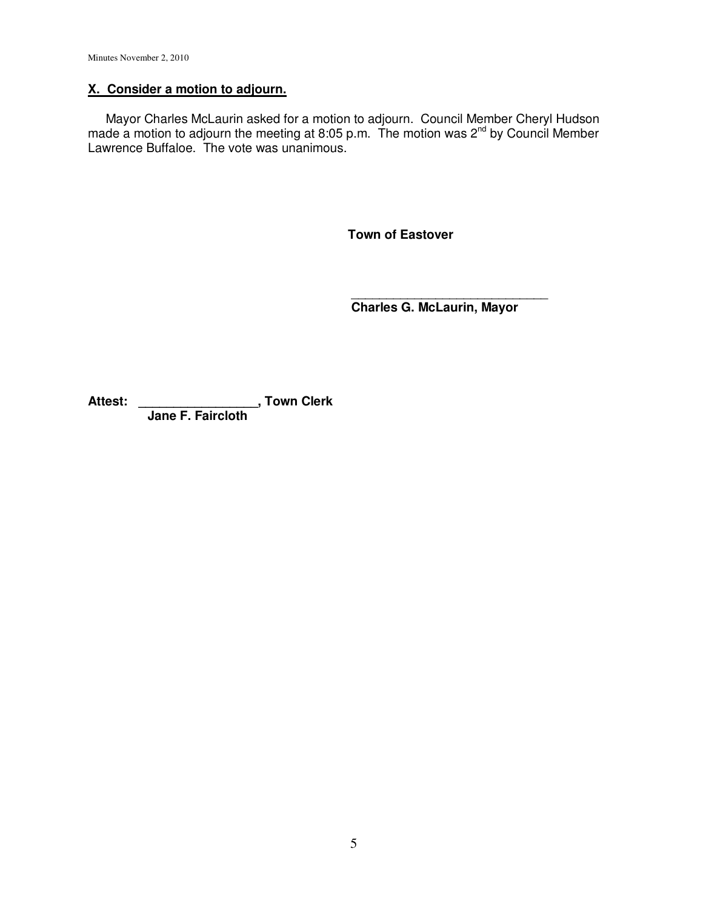## X. Consider a motion to adjourn.

Mayor Charles McLaurin asked for a motion to adjourn. Council Member Cheryl Hudson made a motion to adjourn the meeting at 8:05 p.m. The motion was 2nd by Council Member Lawrence Buffaloe. The vote was unanimous.

**Town of Eastover**

______________________________
**Charles G. McLaurin, Mayor**

**Attest: _________________, Town Clerk**
**Jane F. Faircloth**